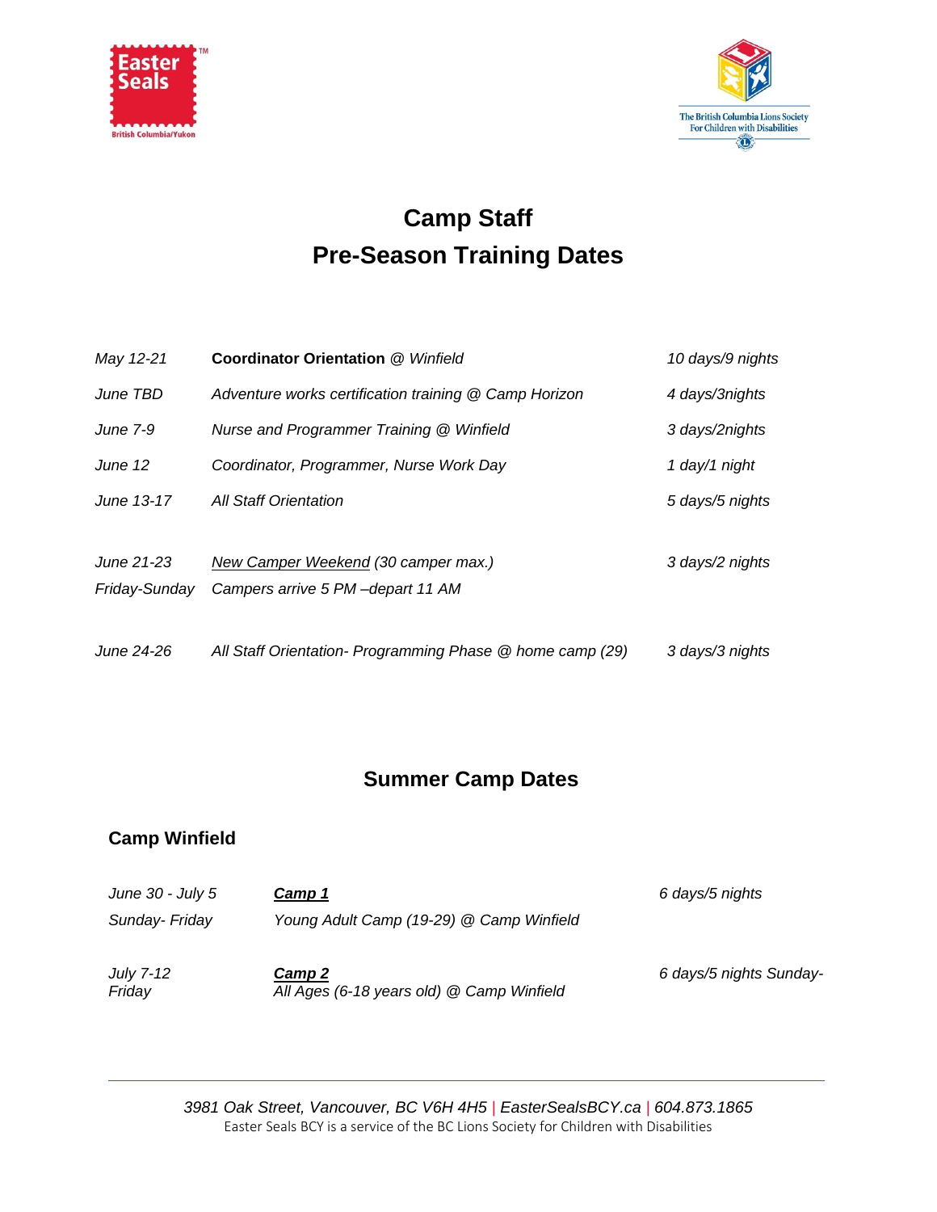# Camp Staff
# Pre-Season Training Dates

| | | |
|---|---|---|
| *May 12-21* | **Coordinator Orientation** *@ Winfield* | *10 days/9 nights* |
| *June TBD* | *Adventure works certification training @ Camp Horizon* | *4 days/3nights* |
| *June 7-9* | *Nurse and Programmer Training @ Winfield* | *3 days/2nights* |
| *June 12* | *Coordinator, Programmer, Nurse Work Day* | *1 day/1 night* |
| *June 13-17* | *All Staff Orientation* | *5 days/5 nights* |
| *June 21-23 Friday-Sunday* | *New Camper Weekend (30 camper max.) Campers arrive 5 PM –depart 11 AM* | *3 days/2 nights* |
| *June 24-26* | *All Staff Orientation- Programming Phase @ home camp (29)* | *3 days/3 nights* |

## Summer Camp Dates

### Camp Winfield

| | | |
|---|---|---|
| *June 30 - July 5 Sunday- Friday* | ***Camp 1*** *Young Adult Camp (19-29) @ Camp Winfield* | *6 days/5 nights* |
| *July 7-12 Friday* | ***Camp 2*** *All Ages (6-18 years old) @ Camp Winfield* | *6 days/5 nights Sunday-* |

*3981 Oak Street, Vancouver, BC V6H 4H5 | EasterSealsBCY.ca | 604.873.1865*
Easter Seals BCY is a service of the BC Lions Society for Children with Disabilities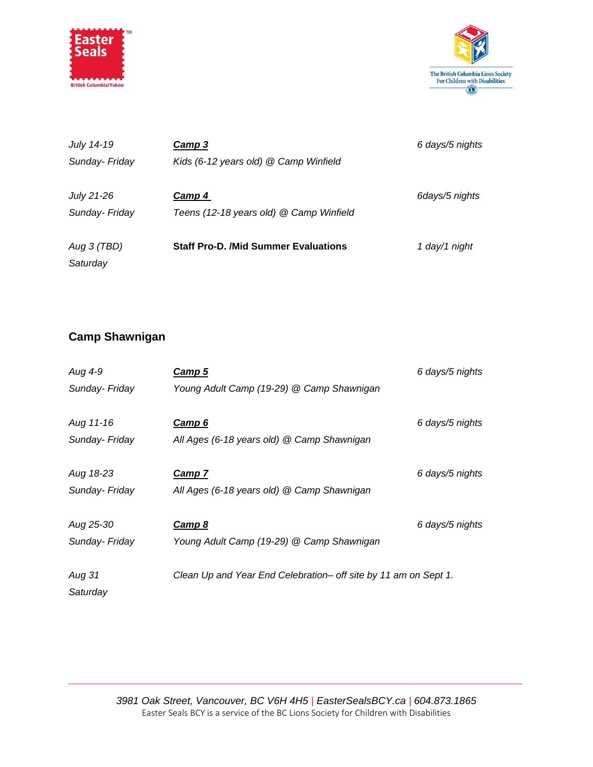*July 14-19* | ***Camp 3*** | *6 days/5 nights*
*Sunday- Friday* | *Kids (6-12 years old) @ Camp Winfield*

*July 21-26* | ***Camp 4*** | *6days/5 nights*
*Sunday- Friday* | *Teens (12-18 years old) @ Camp Winfield*

*Aug 3 (TBD)* | **Staff Pro-D. /Mid Summer Evaluations** | *1 day/1 night*
*Saturday*

## Camp Shawnigan

*Aug 4-9* | ***Camp 5*** | *6 days/5 nights*
*Sunday- Friday* | *Young Adult Camp (19-29) @ Camp Shawnigan*

*Aug 11-16* | ***Camp 6*** | *6 days/5 nights*
*Sunday- Friday* | *All Ages (6-18 years old) @ Camp Shawnigan*

*Aug 18-23* | ***Camp 7*** | *6 days/5 nights*
*Sunday- Friday* | *All Ages (6-18 years old) @ Camp Shawnigan*

*Aug 25-30* | ***Camp 8*** | *6 days/5 nights*
*Sunday- Friday* | *Young Adult Camp (19-29) @ Camp Shawnigan*

*Aug 31* | *Clean Up and Year End Celebration– off site by 11 am on Sept 1.*
*Saturday*

*3981 Oak Street, Vancouver, BC V6H 4H5 | EasterSealsBCY.ca | 604.873.1865*
Easter Seals BCY is a service of the BC Lions Society for Children with Disabilities